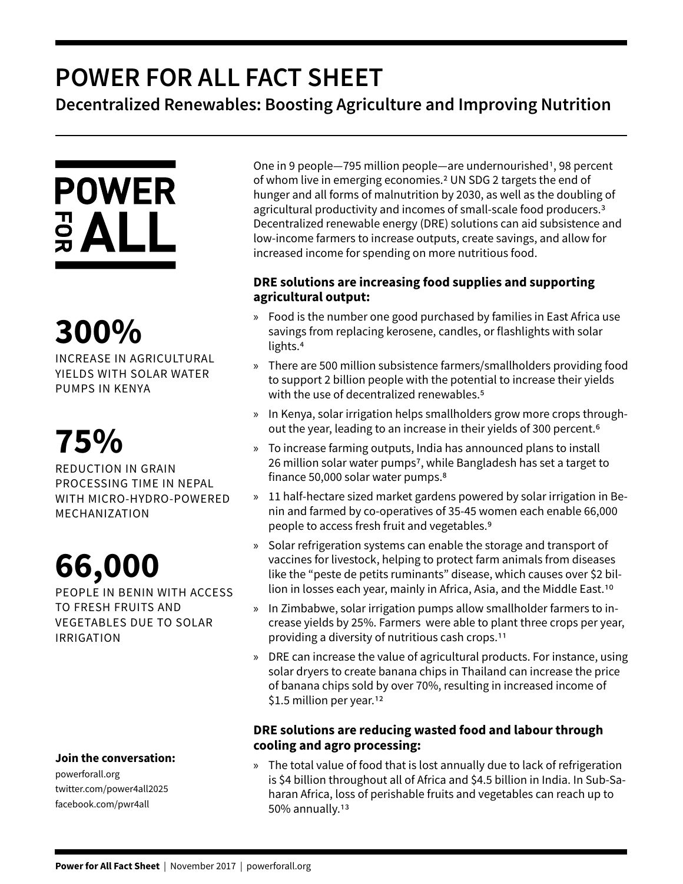# POWER FOR ALL FACT SHEET

## Decentralized Renewables: Boosting Agriculture and Improving Nutrition

POWER FOR ALL

**300%**
INCREASE IN AGRICULTURAL YIELDS WITH SOLAR WATER PUMPS IN KENYA

**75%**
REDUCTION IN GRAIN PROCESSING TIME IN NEPAL WITH MICRO-HYDRO-POWERED MECHANIZATION

**66,000**
PEOPLE IN BENIN WITH ACCESS TO FRESH FRUITS AND VEGETABLES DUE TO SOLAR IRRIGATION

**Join the conversation:**
powerforall.org
twitter.com/power4all2025
facebook.com/pwr4all

One in 9 people—795 million people—are undernourished[1], 98 percent of whom live in emerging economies.[2] UN SDG 2 targets the end of hunger and all forms of malnutrition by 2030, as well as the doubling of agricultural productivity and incomes of small-scale food producers.[3] Decentralized renewable energy (DRE) solutions can aid subsistence and low-income farmers to increase outputs, create savings, and allow for increased income for spending on more nutritious food.

### DRE solutions are increasing food supplies and supporting agricultural output:

- Food is the number one good purchased by families in East Africa use savings from replacing kerosene, candles, or flashlights with solar lights.[4]
- There are 500 million subsistence farmers/smallholders providing food to support 2 billion people with the potential to increase their yields with the use of decentralized renewables.[5]
- In Kenya, solar irrigation helps smallholders grow more crops throughout the year, leading to an increase in their yields of 300 percent.[6]
- To increase farming outputs, India has announced plans to install 26 million solar water pumps[7], while Bangladesh has set a target to finance 50,000 solar water pumps.[8]
- 11 half-hectare sized market gardens powered by solar irrigation in Benin and farmed by co-operatives of 35-45 women each enable 66,000 people to access fresh fruit and vegetables.[9]
- Solar refrigeration systems can enable the storage and transport of vaccines for livestock, helping to protect farm animals from diseases like the "peste de petits ruminants" disease, which causes over $2 billion in losses each year, mainly in Africa, Asia, and the Middle East.[10]
- In Zimbabwe, solar irrigation pumps allow smallholder farmers to increase yields by 25%. Farmers were able to plant three crops per year, providing a diversity of nutritious cash crops.[11]
- DRE can increase the value of agricultural products. For instance, using solar dryers to create banana chips in Thailand can increase the price of banana chips sold by over 70%, resulting in increased income of $1.5 million per year.[12]

### DRE solutions are reducing wasted food and labour through cooling and agro processing:

- The total value of food that is lost annually due to lack of refrigeration is $4 billion throughout all of Africa and $4.5 billion in India. In Sub-Saharan Africa, loss of perishable fruits and vegetables can reach up to 50% annually.[13]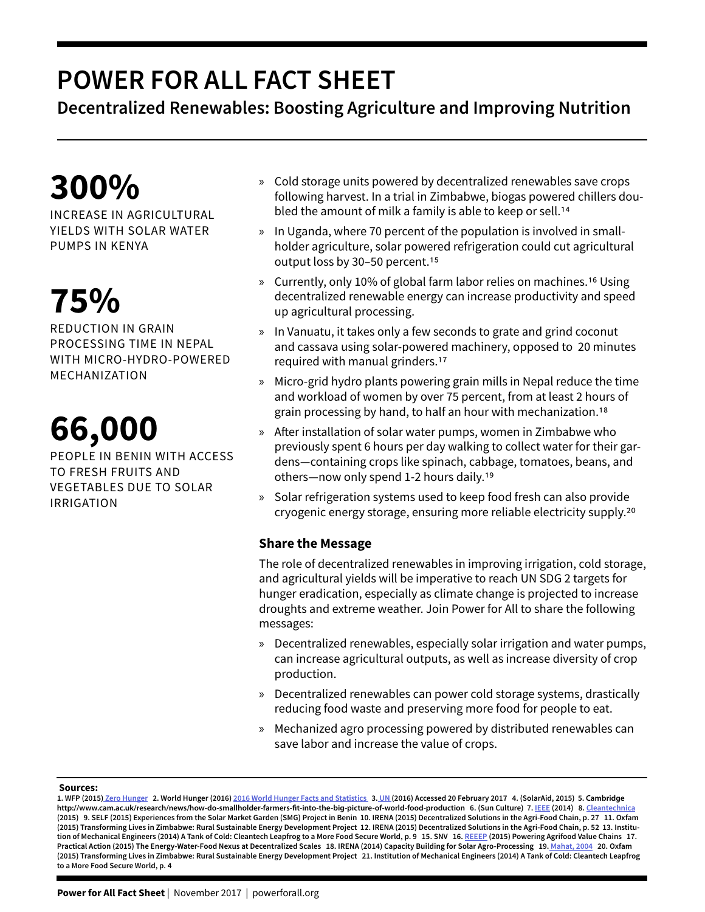# POWER FOR ALL FACT SHEET

## Decentralized Renewables: Boosting Agriculture and Improving Nutrition

**300%**

INCREASE IN AGRICULTURAL YIELDS WITH SOLAR WATER PUMPS IN KENYA

**75%**

REDUCTION IN GRAIN PROCESSING TIME IN NEPAL WITH MICRO-HYDRO-POWERED MECHANIZATION

**66,000**

PEOPLE IN BENIN WITH ACCESS TO FRESH FRUITS AND VEGETABLES DUE TO SOLAR IRRIGATION

- Cold storage units powered by decentralized renewables save crops following harvest. In a trial in Zimbabwe, biogas powered chillers doubled the amount of milk a family is able to keep or sell.[14]
- In Uganda, where 70 percent of the population is involved in smallholder agriculture, solar powered refrigeration could cut agricultural output loss by 30–50 percent.[15]
- Currently, only 10% of global farm labor relies on machines.[16] Using decentralized renewable energy can increase productivity and speed up agricultural processing.
- In Vanuatu, it takes only a few seconds to grate and grind coconut and cassava using solar-powered machinery, opposed to 20 minutes required with manual grinders.[17]
- Micro-grid hydro plants powering grain mills in Nepal reduce the time and workload of women by over 75 percent, from at least 2 hours of grain processing by hand, to half an hour with mechanization.[18]
- After installation of solar water pumps, women in Zimbabwe who previously spent 6 hours per day walking to collect water for their gardens—containing crops like spinach, cabbage, tomatoes, beans, and others—now only spend 1-2 hours daily.[19]
- Solar refrigeration systems used to keep food fresh can also provide cryogenic energy storage, ensuring more reliable electricity supply.[20]

### Share the Message

The role of decentralized renewables in improving irrigation, cold storage, and agricultural yields will be imperative to reach UN SDG 2 targets for hunger eradication, especially as climate change is projected to increase droughts and extreme weather. Join Power for All to share the following messages:

- Decentralized renewables, especially solar irrigation and water pumps, can increase agricultural outputs, as well as increase diversity of crop production.
- Decentralized renewables can power cold storage systems, drastically reducing food waste and preserving more food for people to eat.
- Mechanized agro processing powered by distributed renewables can save labor and increase the value of crops.

**Sources:**

**1. WFP (2015) Zero Hunger 2. World Hunger (2016) 2016 World Hunger Facts and Statistics 3. UN (2016) Accessed 20 February 2017 4. (SolarAid, 2015) 5. Cambridge http://www.cam.ac.uk/research/news/how-do-smallholder-farmers-fit-into-the-big-picture-of-world-food-production 6. (Sun Culture) 7. IEEE (2014) 8. Cleantechnica (2015) 9. SELF (2015) Experiences from the Solar Market Garden (SMG) Project in Benin 10. IRENA (2015) Decentralized Solutions in the Agri-Food Chain, p. 27 11. Oxfam (2015) Transforming Lives in Zimbabwe: Rural Sustainable Energy Development Project 12. IRENA (2015) Decentralized Solutions in the Agri-Food Chain, p. 52 13. Institution of Mechanical Engineers (2014) A Tank of Cold: Cleantech Leapfrog to a More Food Secure World, p. 9 15. SNV 16. REEEP (2015) Powering Agrifood Value Chains 17. Practical Action (2015) The Energy-Water-Food Nexus at Decentralized Scales 18. IRENA (2014) Capacity Building for Solar Agro-Processing 19. Mahat, 2004 20. Oxfam (2015) Transforming Lives in Zimbabwe: Rural Sustainable Energy Development Project 21. Institution of Mechanical Engineers (2014) A Tank of Cold: Cleantech Leapfrog to a More Food Secure World, p. 4**